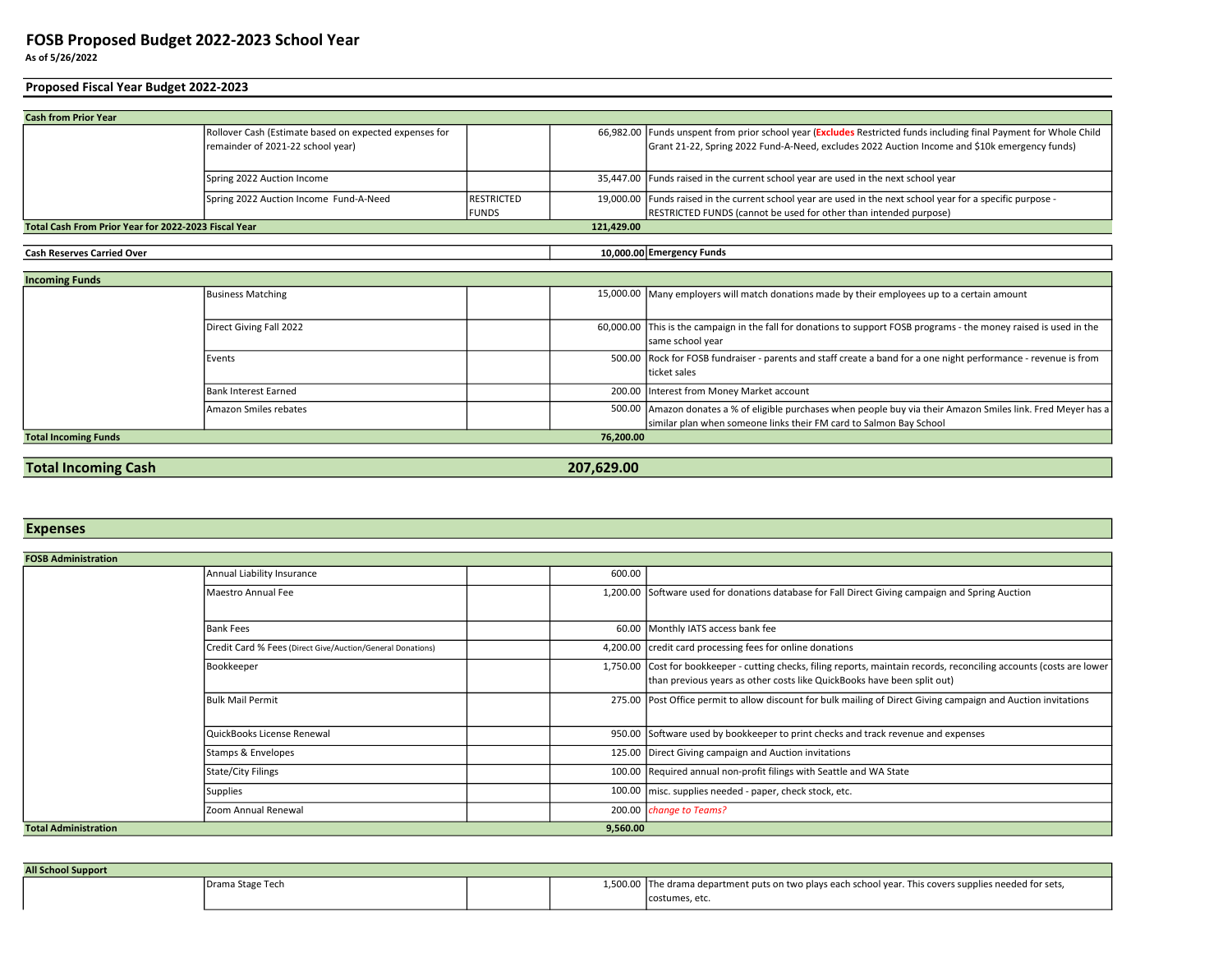# FOSB Proposed Budget 2022-2023 School Year

**As of 5/26/2022**

## Proposed Fiscal Year Budget 2022-2023

| Cash from Prior Year | | | | |
|---|---|---|---|---|
| | Rollover Cash (Estimate based on expected expenses for remainder of 2021-22 school year) | | 66,982.00 | Funds unspent from prior school year (**Excludes** Restricted funds including final Payment for Whole Child Grant 21-22, Spring 2022 Fund-A-Need, excludes 2022 Auction Income and $10k emergency funds) |
| | Spring 2022 Auction Income | | 35,447.00 | Funds raised in the current school year are used in the next school year |
| | Spring 2022 Auction Income Fund-A-Need | RESTRICTED FUNDS | 19,000.00 | Funds raised in the current school year are used in the next school year for a specific purpose - RESTRICTED FUNDS (cannot be used for other than intended purpose) |
| **Total Cash From Prior Year for 2022-2023 Fiscal Year** | | | **121,429.00** | |

| Cash Reserves Carried Over | | | | |
|---|---|---|---|---|
| **Cash Reserves Carried Over** | | | **10,000.00** | **Emergency Funds** |

| Incoming Funds | | | | |
|---|---|---|---|---|
| | Business Matching | | 15,000.00 | Many employers will match donations made by their employees up to a certain amount |
| | Direct Giving Fall 2022 | | 60,000.00 | This is the campaign in the fall for donations to support FOSB programs - the money raised is used in the same school year |
| | Events | | 500.00 | Rock for FOSB fundraiser - parents and staff create a band for a one night performance - revenue is from ticket sales |
| | Bank Interest Earned | | 200.00 | Interest from Money Market account |
| | Amazon Smiles rebates | | 500.00 | Amazon donates a % of eligible purchases when people buy via their Amazon Smiles link. Fred Meyer has a similar plan when someone links their FM card to Salmon Bay School |
| **Total Incoming Funds** | | | **76,200.00** | |

| **Total Incoming Cash** | **207,629.00** |
|---|---|

## Expenses

| FOSB Administration | | | | |
|---|---|---|---|---|
| | Annual Liability Insurance | | 600.00 | |
| | Maestro Annual Fee | | 1,200.00 | Software used for donations database for Fall Direct Giving campaign and Spring Auction |
| | Bank Fees | | 60.00 | Monthly IATS access bank fee |
| | Credit Card % Fees (Direct Give/Auction/General Donations) | | 4,200.00 | credit card processing fees for online donations |
| | Bookkeeper | | 1,750.00 | Cost for bookkeeper - cutting checks, filing reports, maintain records, reconciling accounts (costs are lower than previous years as other costs like QuickBooks have been split out) |
| | Bulk Mail Permit | | 275.00 | Post Office permit to allow discount for bulk mailing of Direct Giving campaign and Auction invitations |
| | QuickBooks License Renewal | | 950.00 | Software used by bookkeeper to print checks and track revenue and expenses |
| | Stamps & Envelopes | | 125.00 | Direct Giving campaign and Auction invitations |
| | State/City Filings | | 100.00 | Required annual non-profit filings with Seattle and WA State |
| | Supplies | | 100.00 | misc. supplies needed - paper, check stock, etc. |
| | Zoom Annual Renewal | | 200.00 | *change to Teams?* |
| **Total Administration** | | | **9,560.00** | |

| All School Support | | | | |
|---|---|---|---|---|
| | Drama Stage Tech | | 1,500.00 | The drama department puts on two plays each school year. This covers supplies needed for sets, costumes, etc. |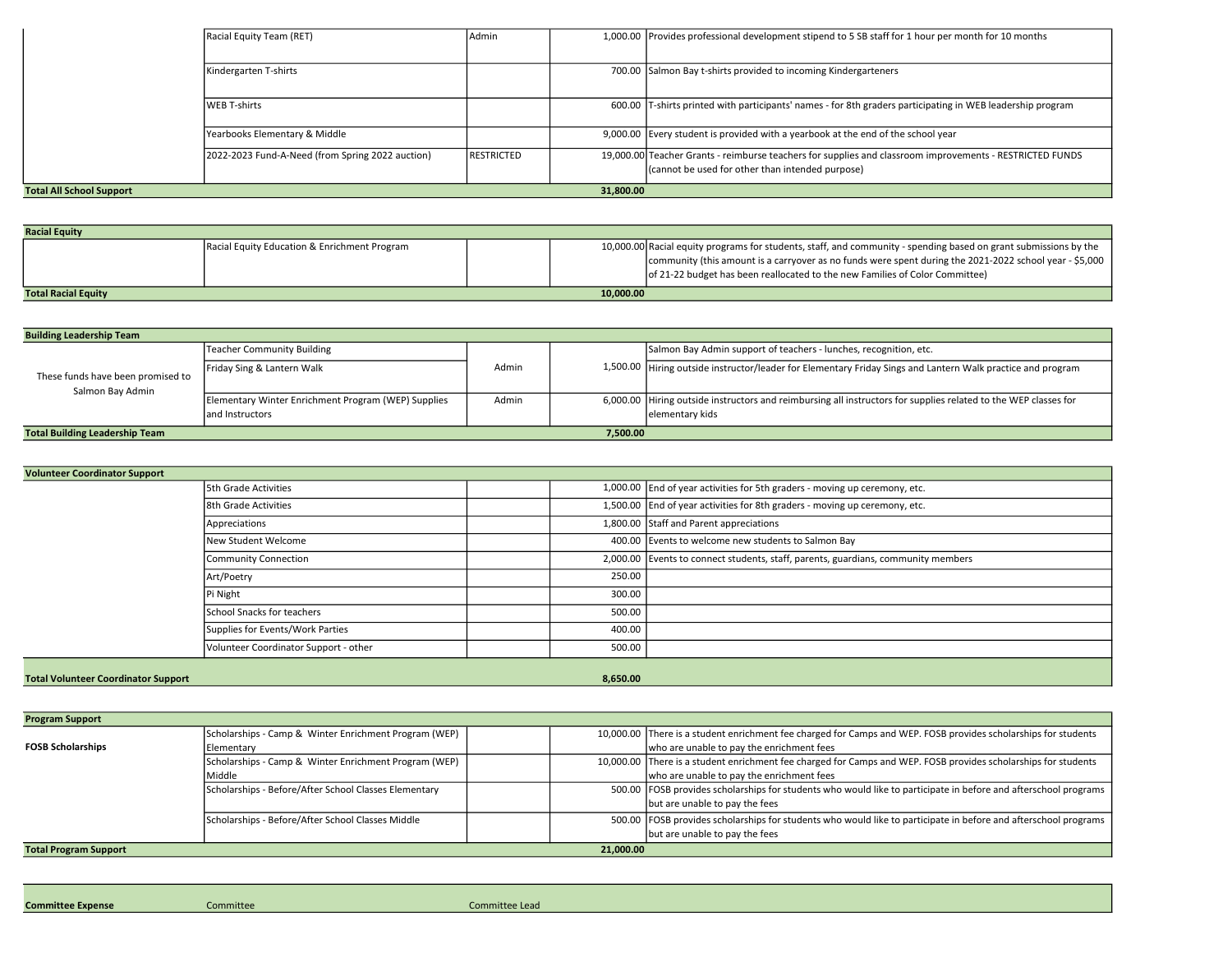| | | | | |
|---|---|---|---|---|
| | Racial Equity Team (RET) | Admin | 1,000.00 | Provides professional development stipend to 5 SB staff for 1 hour per month for 10 months |
| | Kindergarten T-shirts | | 700.00 | Salmon Bay t-shirts provided to incoming Kindergarteners |
| | WEB T-shirts | | 600.00 | T-shirts printed with participants' names - for 8th graders participating in WEB leadership program |
| | Yearbooks Elementary & Middle | | 9,000.00 | Every student is provided with a yearbook at the end of the school year |
| | 2022-2023 Fund-A-Need (from Spring 2022 auction) | RESTRICTED | 19,000.00 | Teacher Grants - reimburse teachers for supplies and classroom improvements - RESTRICTED FUNDS (cannot be used for other than intended purpose) |
| **Total All School Support** | | | **31,800.00** | |

| | | | | |
|---|---|---|---|---|
| **Racial Equity** | | | | |
| | Racial Equity Education & Enrichment Program | | 10,000.00 | Racial equity programs for students, staff, and community - spending based on grant submissions by the community (this amount is a carryover as no funds were spent during the 2021-2022 school year - $5,000 of 21-22 budget has been reallocated to the new Families of Color Committee) |
| **Total Racial Equity** | | | **10,000.00** | |

| | | | | |
|---|---|---|---|---|
| **Building Leadership Team** | | | | |
| These funds have been promised to Salmon Bay Admin | Teacher Community Building | Admin | | Salmon Bay Admin support of teachers - lunches, recognition, etc. |
| | Friday Sing & Lantern Walk | | 1,500.00 | Hiring outside instructor/leader for Elementary Friday Sings and Lantern Walk practice and program |
| | Elementary Winter Enrichment Program (WEP) Supplies and Instructors | Admin | 6,000.00 | Hiring outside instructors and reimbursing all instructors for supplies related to the WEP classes for elementary kids |
| **Total Building Leadership Team** | | | **7,500.00** | |

| | | | | |
|---|---|---|---|---|
| **Volunteer Coordinator Support** | | | | |
| | 5th Grade Activities | | 1,000.00 | End of year activities for 5th graders - moving up ceremony, etc. |
| | 8th Grade Activities | | 1,500.00 | End of year activities for 8th graders - moving up ceremony, etc. |
| | Appreciations | | 1,800.00 | Staff and Parent appreciations |
| | New Student Welcome | | 400.00 | Events to welcome new students to Salmon Bay |
| | Community Connection | | 2,000.00 | Events to connect students, staff, parents, guardians, community members |
| | Art/Poetry | | 250.00 | |
| | Pi Night | | 300.00 | |
| | School Snacks for teachers | | 500.00 | |
| | Supplies for Events/Work Parties | | 400.00 | |
| | Volunteer Coordinator Support - other | | 500.00 | |
| **Total Volunteer Coordinator Support** | | | **8,650.00** | |

| | | | | |
|---|---|---|---|---|
| **Program Support** | | | | |
| **FOSB Scholarships** | Scholarships - Camp & Winter Enrichment Program (WEP) Elementary | | 10,000.00 | There is a student enrichment fee charged for Camps and WEP. FOSB provides scholarships for students who are unable to pay the enrichment fees |
| | Scholarships - Camp & Winter Enrichment Program (WEP) Middle | | 10,000.00 | There is a student enrichment fee charged for Camps and WEP. FOSB provides scholarships for students who are unable to pay the enrichment fees |
| | Scholarships - Before/After School Classes Elementary | | 500.00 | FOSB provides scholarships for students who would like to participate in before and afterschool programs but are unable to pay the fees |
| | Scholarships - Before/After School Classes Middle | | 500.00 | FOSB provides scholarships for students who would like to participate in before and afterschool programs but are unable to pay the fees |
| **Total Program Support** | | | **21,000.00** | |

| | | | | |
|---|---|---|---|---|
| **Committee Expense** | Committee | Committee Lead | | |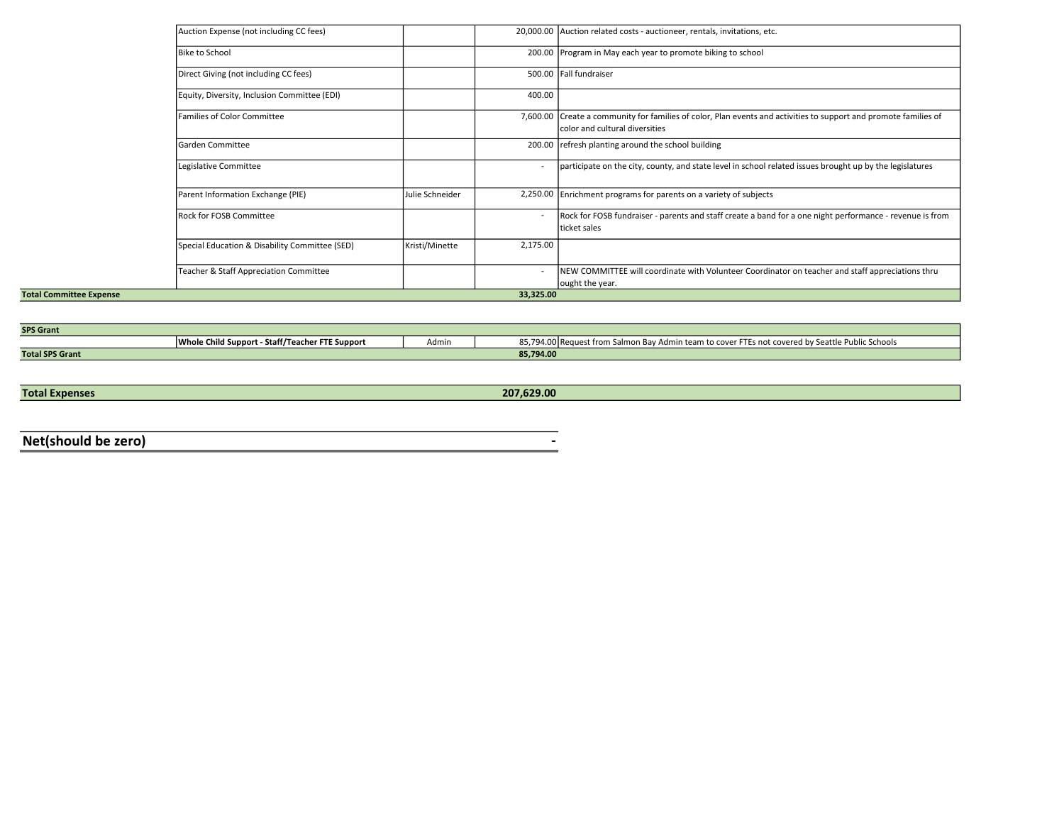| | | | | |
|---|---|---|---|---|
| | Auction Expense (not including CC fees) | | 20,000.00 | Auction related costs - auctioneer, rentals, invitations, etc. |
| | Bike to School | | 200.00 | Program in May each year to promote biking to school |
| | Direct Giving (not including CC fees) | | 500.00 | Fall fundraiser |
| | Equity, Diversity, Inclusion Committee (EDI) | | 400.00 | |
| | Families of Color Committee | | 7,600.00 | Create a community for families of color, Plan events and activities to support and promote families of color and cultural diversities |
| | Garden Committee | | 200.00 | refresh planting around the school building |
| | Legislative Committee | | - | participate on the city, county, and state level in school related issues brought up by the legislatures |
| | Parent Information Exchange (PIE) | Julie Schneider | 2,250.00 | Enrichment programs for parents on a variety of subjects |
| | Rock for FOSB Committee | | - | Rock for FOSB fundraiser - parents and staff create a band for a one night performance - revenue is from ticket sales |
| | Special Education & Disability Committee (SED) | Kristi/Minette | 2,175.00 | |
| | Teacher & Staff Appreciation Committee | | - | NEW COMMITTEE will coordinate with Volunteer Coordinator on teacher and staff appreciations thru ought the year. |
| **Total Committee Expense** | | | **33,325.00** | |

| | | | | |
|---|---|---|---|---|
| **SPS Grant** | | | | |
| | **Whole Child Support - Staff/Teacher FTE Support** | Admin | 85,794.00 | Request from Salmon Bay Admin team to cover FTEs not covered by Seattle Public Schools |
| **Total SPS Grant** | | | **85,794.00** | |

| | |
|---|---|
| **Total Expenses** | **207,629.00** |

| | |
|---|---|
| **Net(should be zero)** | **-** |